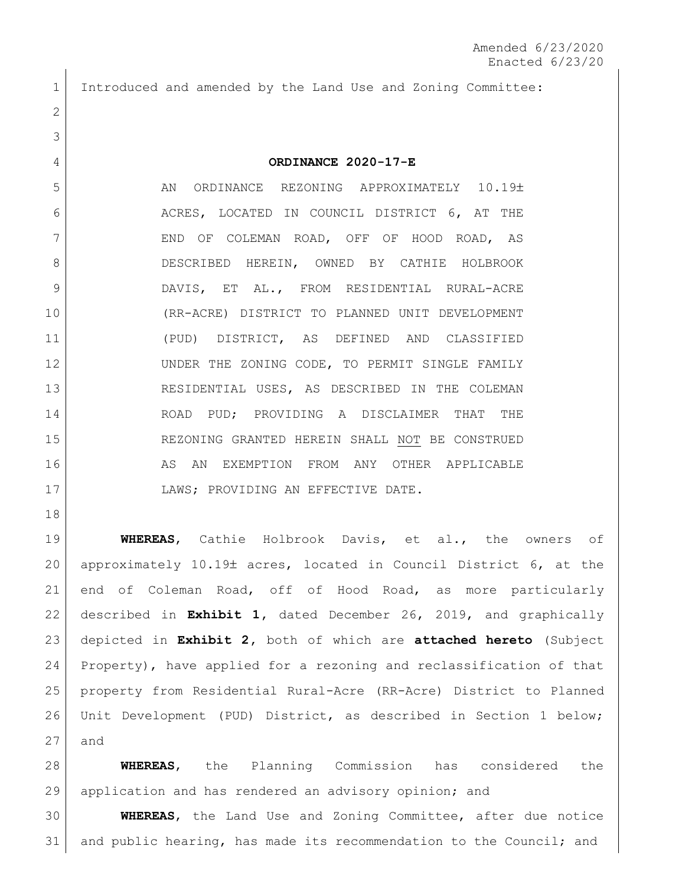Amended 6/23/2020
Enacted 6/23/20

Introduced and amended by the Land Use and Zoning Committee:

**ORDINANCE 2020-17-E**

AN ORDINANCE REZONING APPROXIMATELY 10.19± ACRES, LOCATED IN COUNCIL DISTRICT 6, AT THE END OF COLEMAN ROAD, OFF OF HOOD ROAD, AS DESCRIBED HEREIN, OWNED BY CATHIE HOLBROOK DAVIS, ET AL., FROM RESIDENTIAL RURAL-ACRE (RR-ACRE) DISTRICT TO PLANNED UNIT DEVELOPMENT (PUD) DISTRICT, AS DEFINED AND CLASSIFIED UNDER THE ZONING CODE, TO PERMIT SINGLE FAMILY RESIDENTIAL USES, AS DESCRIBED IN THE COLEMAN ROAD PUD; PROVIDING A DISCLAIMER THAT THE REZONING GRANTED HEREIN SHALL NOT BE CONSTRUED AS AN EXEMPTION FROM ANY OTHER APPLICABLE LAWS; PROVIDING AN EFFECTIVE DATE.

**WHEREAS**, Cathie Holbrook Davis, et al., the owners of approximately 10.19± acres, located in Council District 6, at the end of Coleman Road, off of Hood Road, as more particularly described in **Exhibit 1**, dated December 26, 2019, and graphically depicted in **Exhibit 2**, both of which are **attached hereto** (Subject Property), have applied for a rezoning and reclassification of that property from Residential Rural-Acre (RR-Acre) District to Planned Unit Development (PUD) District, as described in Section 1 below; and

**WHEREAS**, the Planning Commission has considered the application and has rendered an advisory opinion; and

**WHEREAS**, the Land Use and Zoning Committee, after due notice and public hearing, has made its recommendation to the Council; and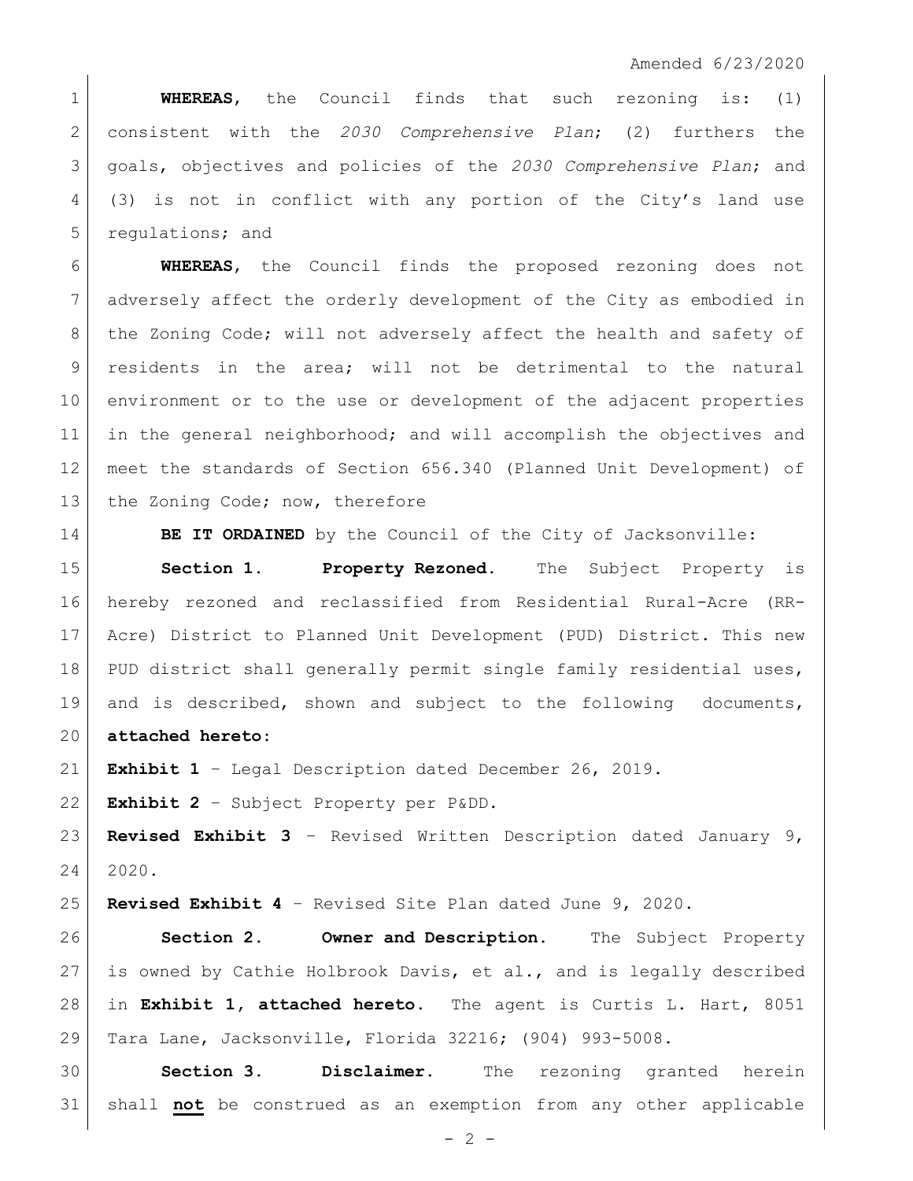**WHEREAS**, the Council finds that such rezoning is: (1) consistent with the *2030 Comprehensive Plan*; (2) furthers the goals, objectives and policies of the *2030 Comprehensive Plan*; and (3) is not in conflict with any portion of the City's land use regulations; and

**WHEREAS**, the Council finds the proposed rezoning does not adversely affect the orderly development of the City as embodied in the Zoning Code; will not adversely affect the health and safety of residents in the area; will not be detrimental to the natural environment or to the use or development of the adjacent properties in the general neighborhood; and will accomplish the objectives and meet the standards of Section 656.340 (Planned Unit Development) of the Zoning Code; now, therefore

**BE IT ORDAINED** by the Council of the City of Jacksonville:

**Section 1. Property Rezoned.** The Subject Property is hereby rezoned and reclassified from Residential Rural-Acre (RR-Acre) District to Planned Unit Development (PUD) District. This new PUD district shall generally permit single family residential uses, and is described, shown and subject to the following documents, **attached hereto**:

**Exhibit 1** – Legal Description dated December 26, 2019.

**Exhibit 2** – Subject Property per P&DD.

**Revised Exhibit 3** – Revised Written Description dated January 9, 2020.

**Revised Exhibit 4** – Revised Site Plan dated June 9, 2020.

**Section 2. Owner and Description.** The Subject Property is owned by Cathie Holbrook Davis, et al., and is legally described in **Exhibit 1**, **attached hereto**. The agent is Curtis L. Hart, 8051 Tara Lane, Jacksonville, Florida 32216; (904) 993-5008.

**Section 3. Disclaimer.** The rezoning granted herein shall **not** be construed as an exemption from any other applicable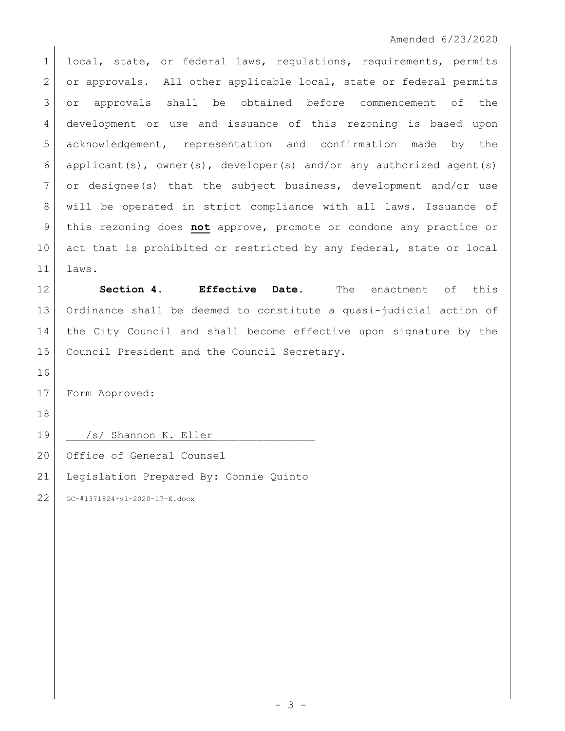local, state, or federal laws, regulations, requirements, permits or approvals. All other applicable local, state or federal permits or approvals shall be obtained before commencement of the development or use and issuance of this rezoning is based upon acknowledgement, representation and confirmation made by the applicant(s), owner(s), developer(s) and/or any authorized agent(s) or designee(s) that the subject business, development and/or use will be operated in strict compliance with all laws. Issuance of this rezoning does **not** approve, promote or condone any practice or act that is prohibited or restricted by any federal, state or local laws.

**Section 4. Effective Date.** The enactment of this Ordinance shall be deemed to constitute a quasi-judicial action of the City Council and shall become effective upon signature by the Council President and the Council Secretary.

Form Approved:

/s/ Shannon K. Eller

Office of General Counsel

Legislation Prepared By: Connie Quinto

GC-#1371824-v1-2020-17-E.docx